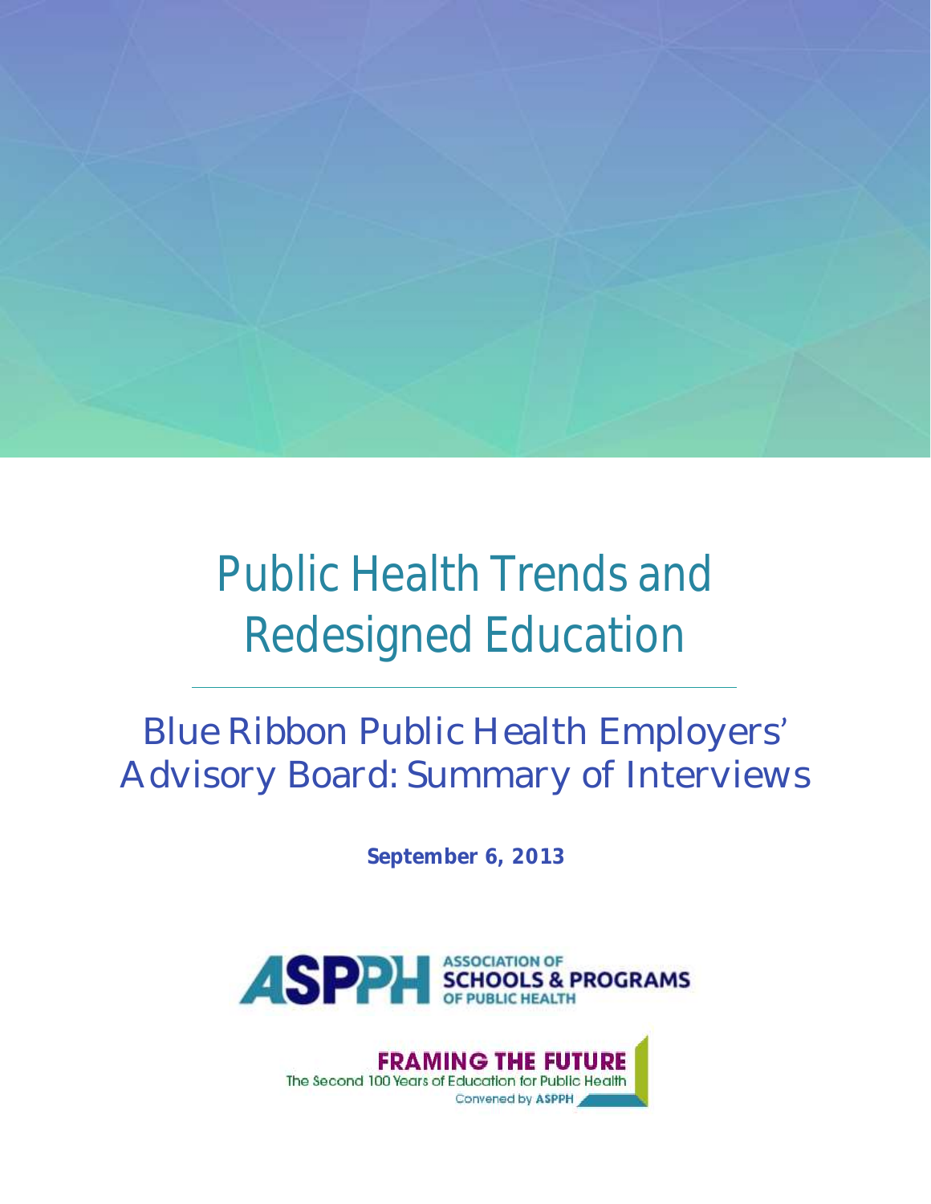# Public Health Trends and Redesigned Education

## Blue Ribbon Public Health Employers' Advisory Board: Summary of Interviews

**September 6, 2013**

ASPPH ASSOCIATION OF SCHOOLS & PROGRAMS OF PUBLIC HEALTH

FRAMING THE FUTURE
The Second 100 Years of Education for Public Health
Convened by ASPPH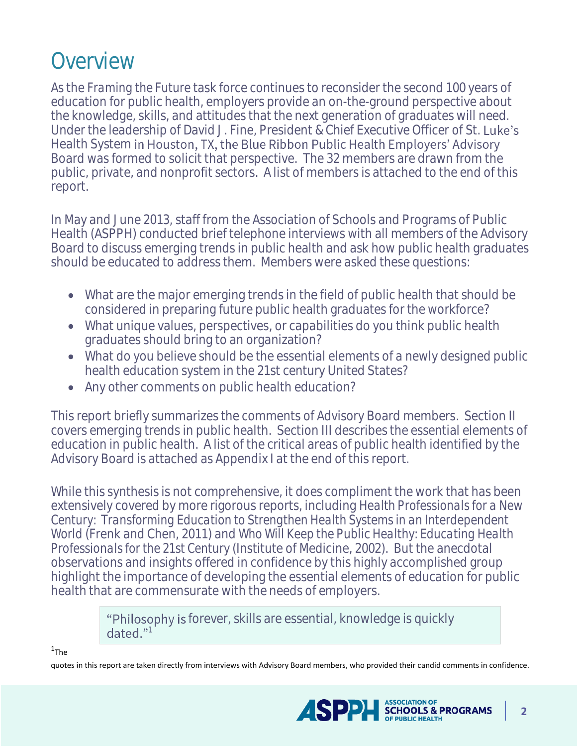# Overview

As the Framing the Future task force continues to reconsider the second 100 years of education for public health, employers provide an on-the-ground perspective about the knowledge, skills, and attitudes that the next generation of graduates will need. Under the leadership of David J. Fine, President & Chief Executive Officer of St. Luke's Health System in Houston, TX, the Blue Ribbon Public Health Employers' Advisory Board was formed to solicit that perspective. The 32 members are drawn from the public, private, and nonprofit sectors. A list of members is attached to the end of this report.

In May and June 2013, staff from the Association of Schools and Programs of Public Health (ASPPH) conducted brief telephone interviews with all members of the Advisory Board to discuss emerging trends in public health and ask how public health graduates should be educated to address them. Members were asked these questions:

- What are the major emerging trends in the field of public health that should be considered in preparing future public health graduates for the workforce?
- What unique values, perspectives, or capabilities do you think public health graduates should bring to an organization?
- What do you believe should be the essential elements of a newly designed public health education system in the 21st century United States?
- Any other comments on public health education?

This report briefly summarizes the comments of Advisory Board members. Section II covers emerging trends in public health. Section III describes the essential elements of education in public health. A list of the critical areas of public health identified by the Advisory Board is attached as Appendix I at the end of this report.

While this synthesis is not comprehensive, it does compliment the work that has been extensively covered by more rigorous reports, including Health Professionals for a New Century: Transforming Education to Strengthen Health Systems in an Interdependent World (Frenk and Chen, 2011) and Who Will Keep the Public Healthy: Educating Health Professionals for the 21st Century (Institute of Medicine, 2002). But the anecdotal observations and insights offered in confidence by this highly accomplished group highlight the importance of developing the essential elements of education for public health that are commensurate with the needs of employers.

> "Philosophy is forever, skills are essential, knowledge is quickly dated."[1]

[1] The quotes in this report are taken directly from interviews with Advisory Board members, who provided their candid comments in confidence.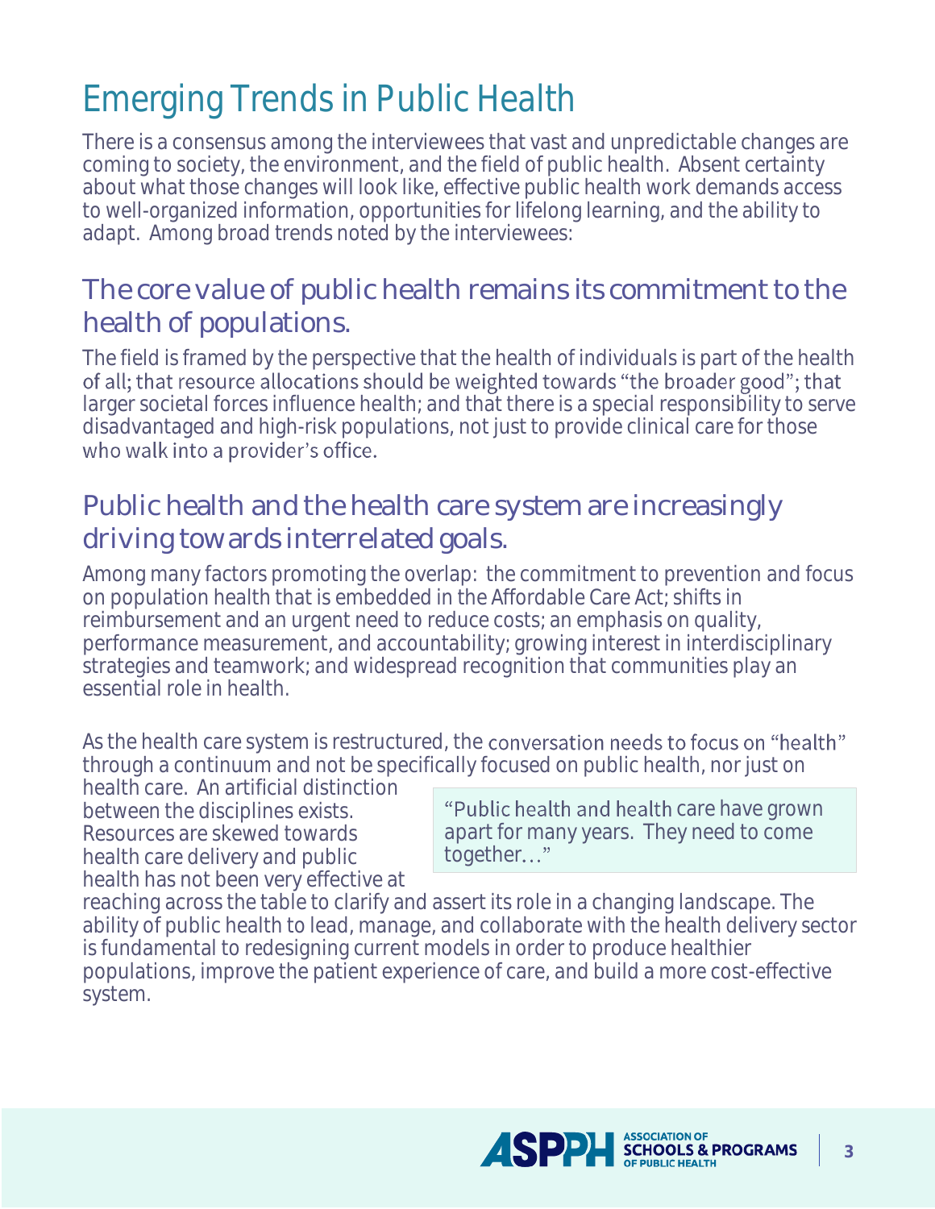# Emerging Trends in Public Health

There is a consensus among the interviewees that vast and unpredictable changes are coming to society, the environment, and the field of public health. Absent certainty about what those changes will look like, effective public health work demands access to well-organized information, opportunities for lifelong learning, and the ability to adapt. Among broad trends noted by the interviewees:

## The core value of public health remains its commitment to the health of populations.

The field is framed by the perspective that the health of individuals is part of the health of all; that resource allocations should be weighted towards "the broader good"; that larger societal forces influence health; and that there is a special responsibility to serve disadvantaged and high-risk populations, not just to provide clinical care for those who walk into a provider's office.

## Public health and the health care system are increasingly driving towards interrelated goals.

Among many factors promoting the overlap: the commitment to prevention and focus on population health that is embedded in the Affordable Care Act; shifts in reimbursement and an urgent need to reduce costs; an emphasis on quality, performance measurement, and accountability; growing interest in interdisciplinary strategies and teamwork; and widespread recognition that communities play an essential role in health.

As the health care system is restructured, the conversation needs to focus on "health" through a continuum and not be specifically focused on public health, nor just on health care. An artificial distinction between the disciplines exists. Resources are skewed towards health care delivery and public health has not been very effective at reaching across the table to clarify and assert its role in a changing landscape. The ability of public health to lead, manage, and collaborate with the health delivery sector is fundamental to redesigning current models in order to produce healthier populations, improve the patient experience of care, and build a more cost-effective system.

> "Public health and health care have grown apart for many years. They need to come together…"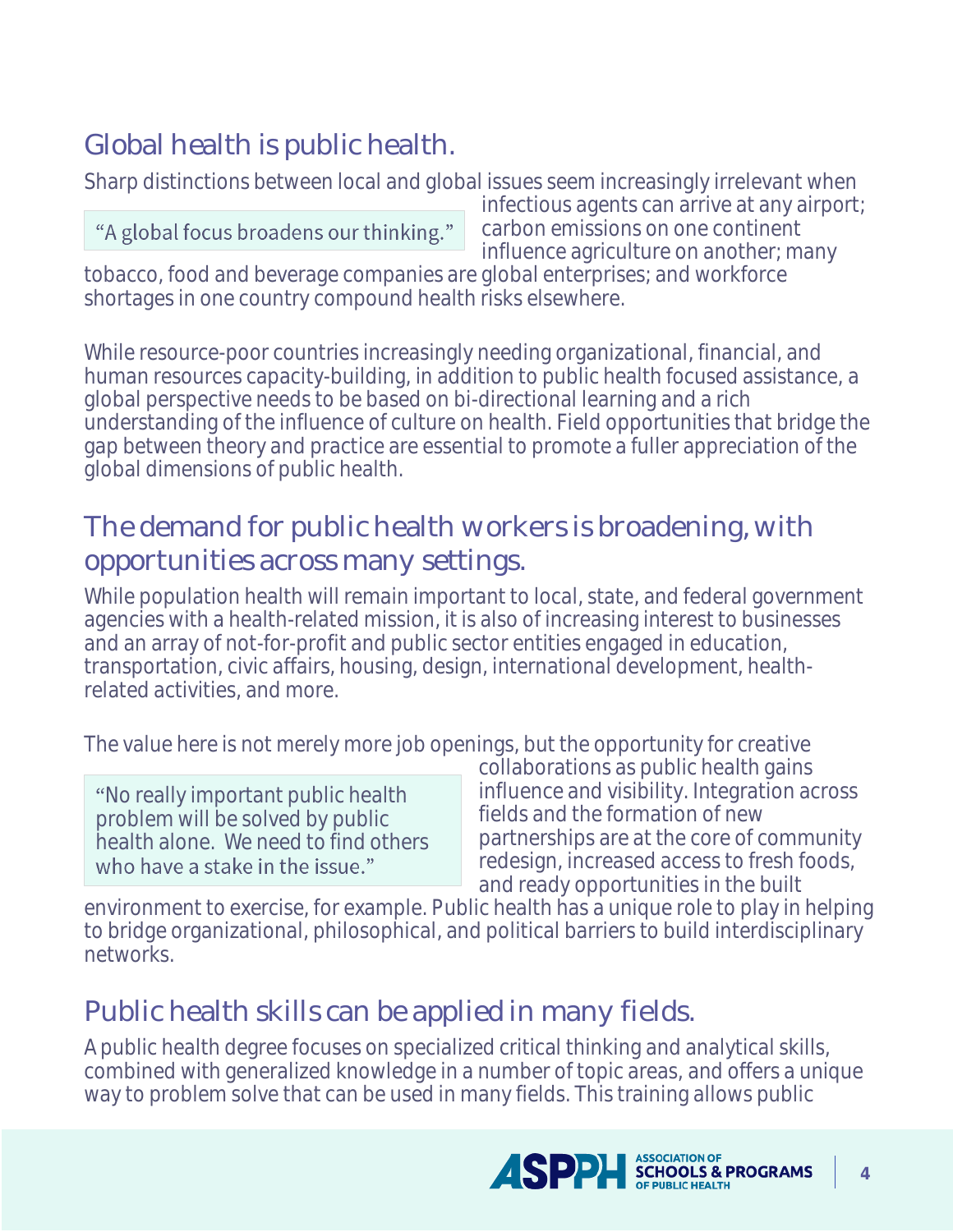## Global health is public health.

Sharp distinctions between local and global issues seem increasingly irrelevant when infectious agents can arrive at any airport; carbon emissions on one continent influence agriculture on another; many tobacco, food and beverage companies are global enterprises; and workforce shortages in one country compound health risks elsewhere.

> "A global focus broadens our thinking."

While resource-poor countries increasingly needing organizational, financial, and human resources capacity-building, in addition to public health focused assistance, a global perspective needs to be based on bi-directional learning and a rich understanding of the influence of culture on health. Field opportunities that bridge the gap between theory and practice are essential to promote a fuller appreciation of the global dimensions of public health.

## The demand for public health workers is broadening, with opportunities across many settings.

While population health will remain important to local, state, and federal government agencies with a health-related mission, it is also of increasing interest to businesses and an array of not-for-profit and public sector entities engaged in education, transportation, civic affairs, housing, design, international development, health-related activities, and more.

The value here is not merely more job openings, but the opportunity for creative collaborations as public health gains influence and visibility. Integration across fields and the formation of new partnerships are at the core of community redesign, increased access to fresh foods, and ready opportunities in the built environment to exercise, for example. Public health has a unique role to play in helping to bridge organizational, philosophical, and political barriers to build interdisciplinary networks.

> "No really important public health problem will be solved by public health alone. We need to find others who have a stake in the issue."

## Public health skills can be applied in many fields.

A public health degree focuses on specialized critical thinking and analytical skills, combined with generalized knowledge in a number of topic areas, and offers a unique way to problem solve that can be used in many fields. This training allows public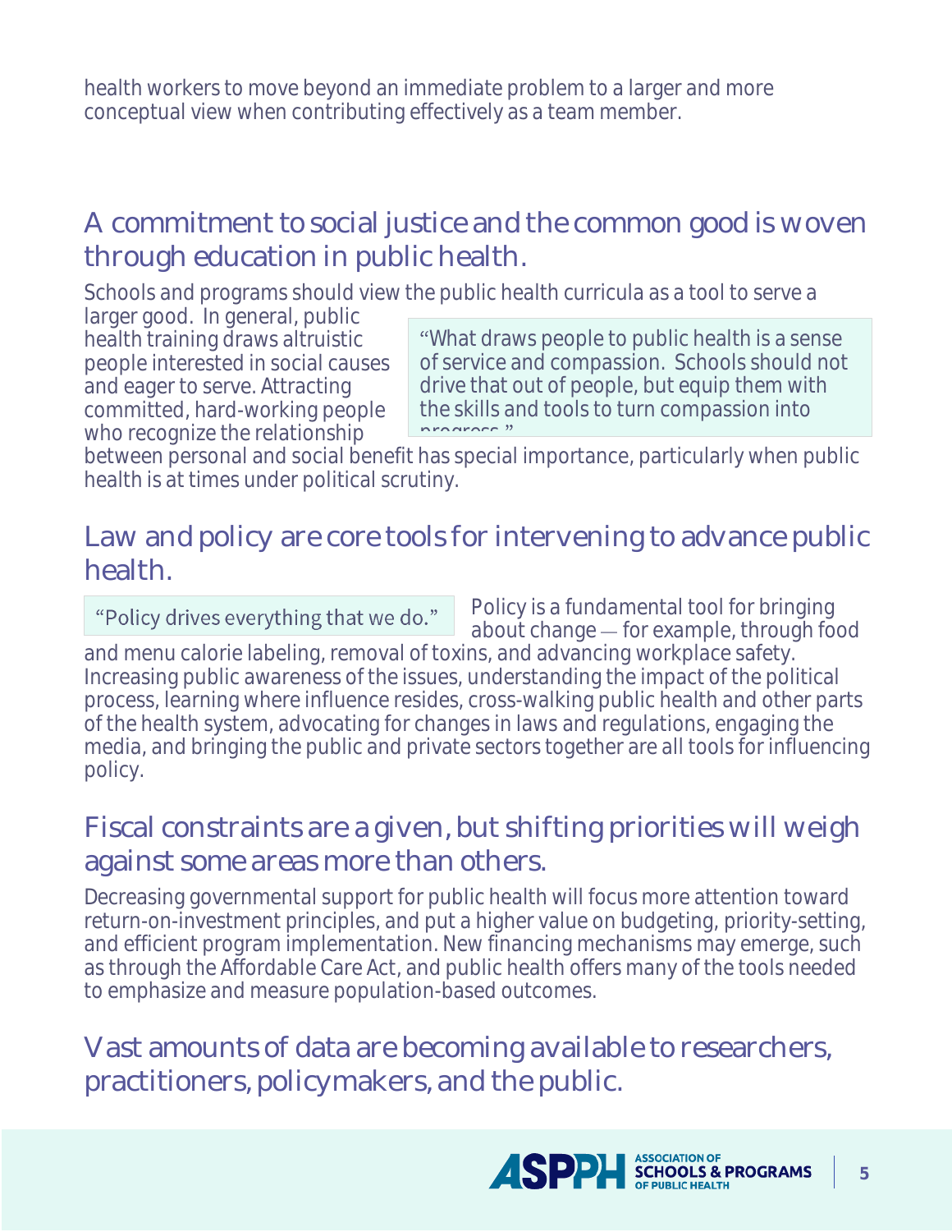health workers to move beyond an immediate problem to a larger and more conceptual view when contributing effectively as a team member.

## A commitment to social justice and the common good is woven through education in public health.

Schools and programs should view the public health curricula as a tool to serve a larger good. In general, public health training draws altruistic people interested in social causes and eager to serve. Attracting committed, hard-working people who recognize the relationship between personal and social benefit has special importance, particularly when public health is at times under political scrutiny.

> "What draws people to public health is a sense of service and compassion. Schools should not drive that out of people, but equip them with the skills and tools to turn compassion into progress."

## Law and policy are core tools for intervening to advance public health.

> "Policy drives everything that we do."

Policy is a fundamental tool for bringing about change — for example, through food and menu calorie labeling, removal of toxins, and advancing workplace safety. Increasing public awareness of the issues, understanding the impact of the political process, learning where influence resides, cross-walking public health and other parts of the health system, advocating for changes in laws and regulations, engaging the media, and bringing the public and private sectors together are all tools for influencing policy.

## Fiscal constraints are a given, but shifting priorities will weigh against some areas more than others.

Decreasing governmental support for public health will focus more attention toward return-on-investment principles, and put a higher value on budgeting, priority-setting, and efficient program implementation. New financing mechanisms may emerge, such as through the Affordable Care Act, and public health offers many of the tools needed to emphasize and measure population-based outcomes.

## Vast amounts of data are becoming available to researchers, practitioners, policymakers, and the public.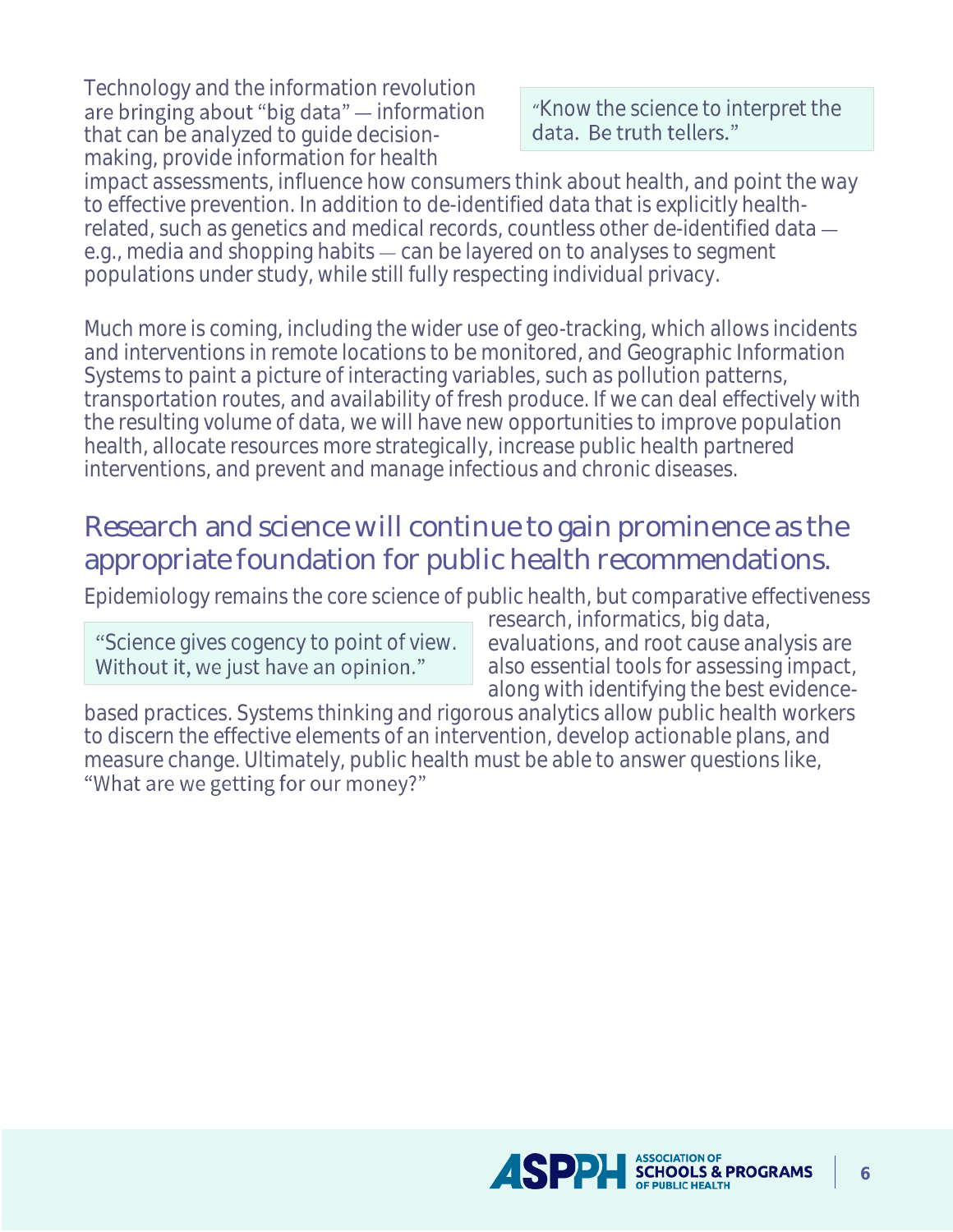Technology and the information revolution are bringing about "big data" — information that can be analyzed to guide decision-making, provide information for health impact assessments, influence how consumers think about health, and point the way to effective prevention. In addition to de-identified data that is explicitly health-related, such as genetics and medical records, countless other de-identified data — e.g., media and shopping habits — can be layered on to analyses to segment populations under study, while still fully respecting individual privacy.

> "Know the science to interpret the data. Be truth tellers."

Much more is coming, including the wider use of geo-tracking, which allows incidents and interventions in remote locations to be monitored, and Geographic Information Systems to paint a picture of interacting variables, such as pollution patterns, transportation routes, and availability of fresh produce. If we can deal effectively with the resulting volume of data, we will have new opportunities to improve population health, allocate resources more strategically, increase public health partnered interventions, and prevent and manage infectious and chronic diseases.

## Research and science will continue to gain prominence as the appropriate foundation for public health recommendations.

Epidemiology remains the core science of public health, but comparative effectiveness research, informatics, big data, evaluations, and root cause analysis are also essential tools for assessing impact, along with identifying the best evidence-based practices. Systems thinking and rigorous analytics allow public health workers to discern the effective elements of an intervention, develop actionable plans, and measure change. Ultimately, public health must be able to answer questions like, "What are we getting for our money?"

> "Science gives cogency to point of view. Without it, we just have an opinion."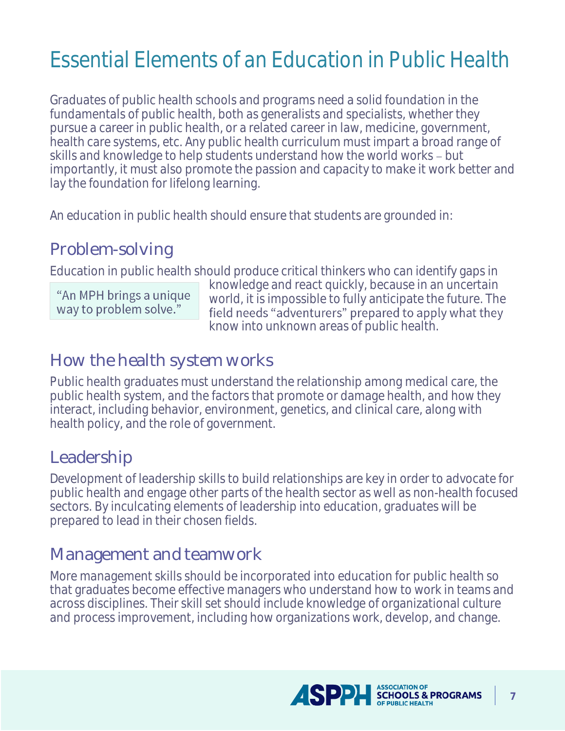# Essential Elements of an Education in Public Health

Graduates of public health schools and programs need a solid foundation in the fundamentals of public health, both as generalists and specialists, whether they pursue a career in public health, or a related career in law, medicine, government, health care systems, etc. Any public health curriculum must impart a broad range of skills and knowledge to help students understand how the world works – but importantly, it must also promote the passion and capacity to make it work better and lay the foundation for lifelong learning.

An education in public health should ensure that students are grounded in:

## Problem-solving

Education in public health should produce critical thinkers who can identify gaps in knowledge and react quickly, because in an uncertain world, it is impossible to fully anticipate the future. The field needs "adventurers" prepared to apply what they know into unknown areas of public health.

> "An MPH brings a unique way to problem solve."

## How the health system works

Public health graduates must understand the relationship among medical care, the public health system, and the factors that promote or damage health, and how they interact, including behavior, environment, genetics, and clinical care, along with health policy, and the role of government.

## Leadership

Development of leadership skills to build relationships are key in order to advocate for public health and engage other parts of the health sector as well as non-health focused sectors. By inculcating elements of leadership into education, graduates will be prepared to lead in their chosen fields.

## Management and teamwork

More management skills should be incorporated into education for public health so that graduates become effective managers who understand how to work in teams and across disciplines. Their skill set should include knowledge of organizational culture and process improvement, including how organizations work, develop, and change.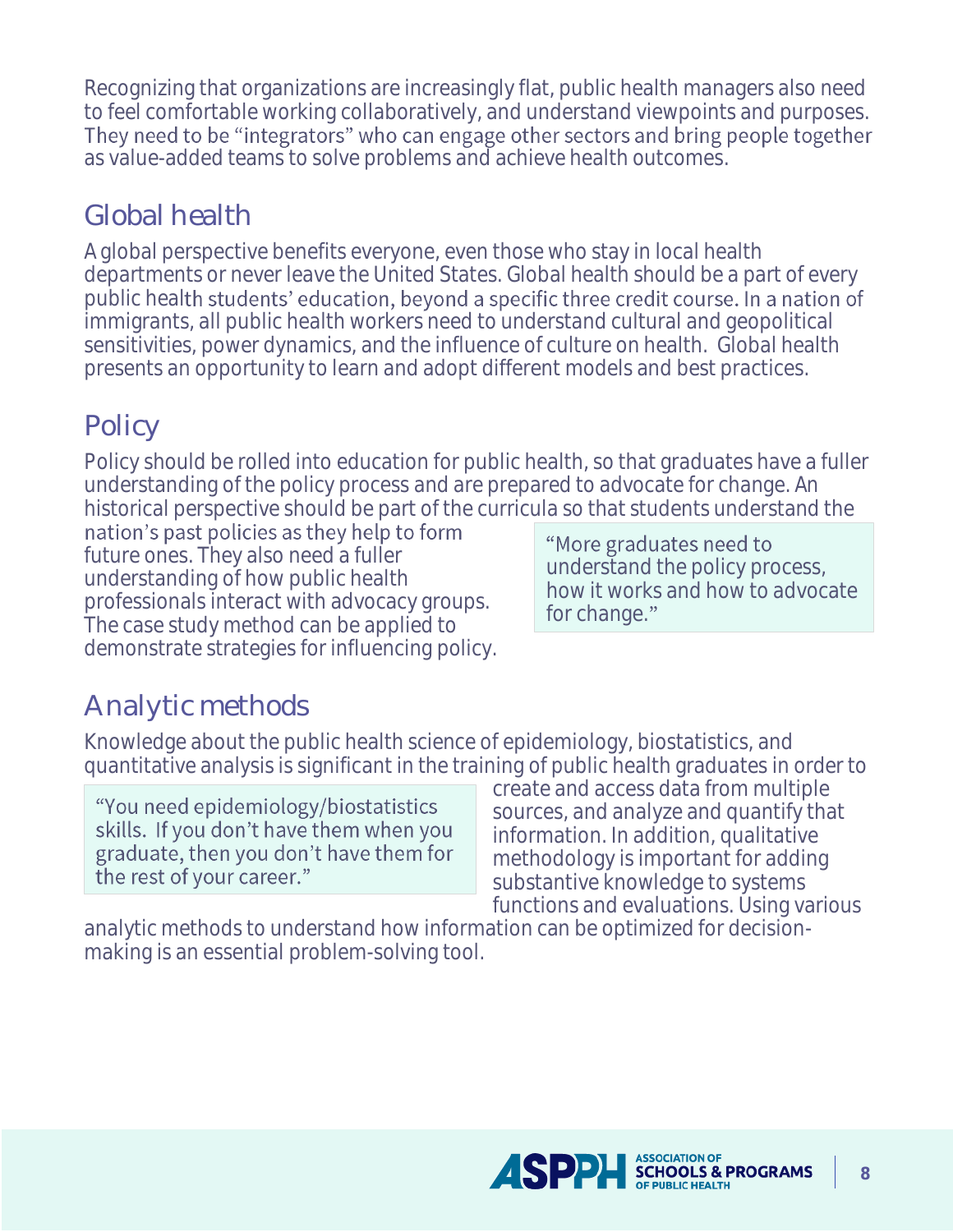Recognizing that organizations are increasingly flat, public health managers also need to feel comfortable working collaboratively, and understand viewpoints and purposes. They need to be "integrators" who can engage other sectors and bring people together as value-added teams to solve problems and achieve health outcomes.

## Global health

A global perspective benefits everyone, even those who stay in local health departments or never leave the United States. Global health should be a part of every public health students' education, beyond a specific three credit course. In a nation of immigrants, all public health workers need to understand cultural and geopolitical sensitivities, power dynamics, and the influence of culture on health. Global health presents an opportunity to learn and adopt different models and best practices.

## Policy

Policy should be rolled into education for public health, so that graduates have a fuller understanding of the policy process and are prepared to advocate for change. An historical perspective should be part of the curricula so that students understand the nation's past policies as they help to form future ones. They also need a fuller understanding of how public health professionals interact with advocacy groups. The case study method can be applied to demonstrate strategies for influencing policy.

> "More graduates need to understand the policy process, how it works and how to advocate for change."

## Analytic methods

Knowledge about the public health science of epidemiology, biostatistics, and quantitative analysis is significant in the training of public health graduates in order to create and access data from multiple sources, and analyze and quantify that information. In addition, qualitative methodology is important for adding substantive knowledge to systems functions and evaluations. Using various analytic methods to understand how information can be optimized for decision-making is an essential problem-solving tool.

> "You need epidemiology/biostatistics skills. If you don't have them when you graduate, then you don't have them for the rest of your career."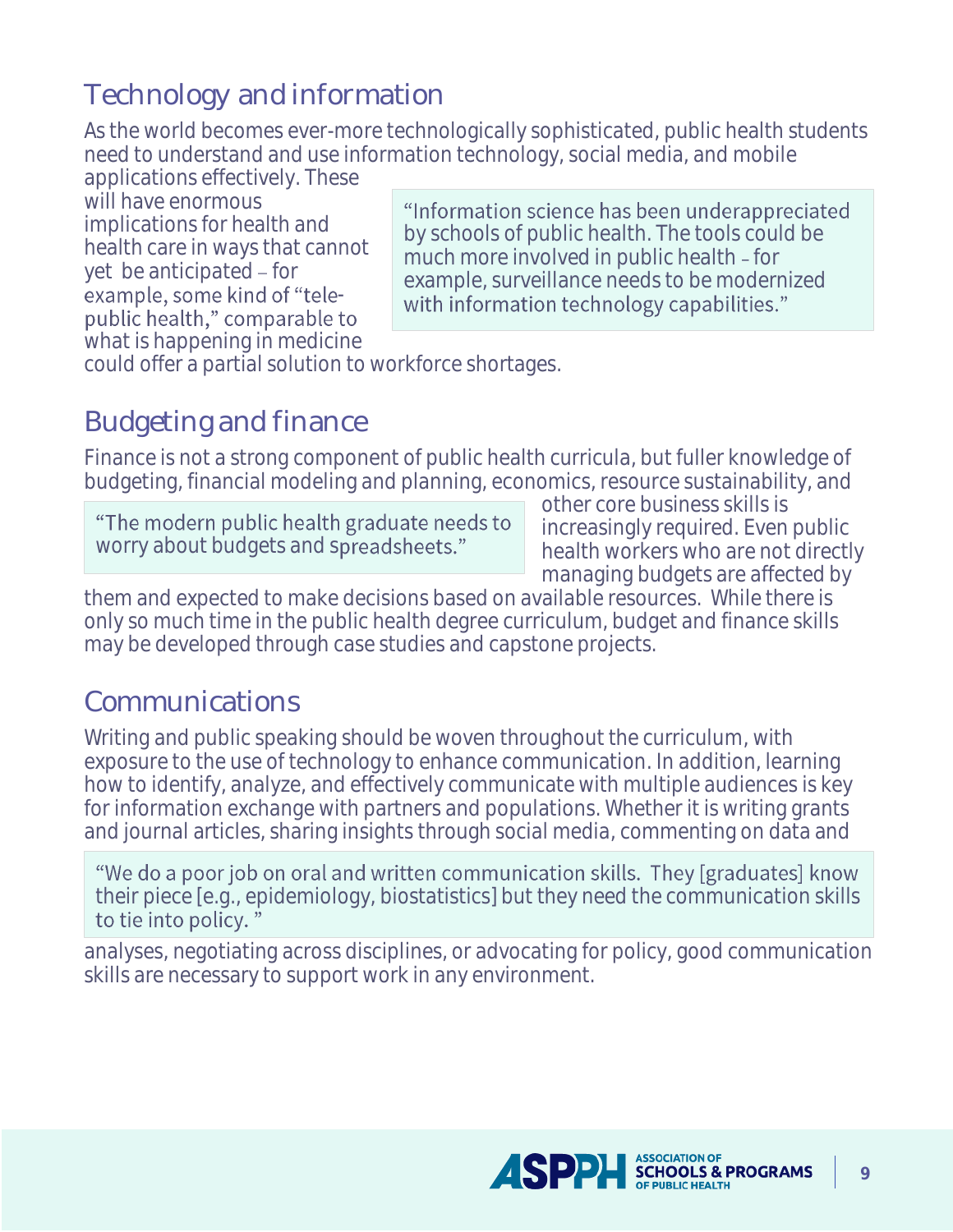## Technology and information

As the world becomes ever-more technologically sophisticated, public health students need to understand and use information technology, social media, and mobile applications effectively. These will have enormous implications for health and health care in ways that cannot yet be anticipated – for example, some kind of "tele-public health," comparable to what is happening in medicine could offer a partial solution to workforce shortages.

> "Information science has been underappreciated by schools of public health. The tools could be much more involved in public health – for example, surveillance needs to be modernized with information technology capabilities."

## Budgeting and finance

Finance is not a strong component of public health curricula, but fuller knowledge of budgeting, financial modeling and planning, economics, resource sustainability, and other core business skills is increasingly required. Even public health workers who are not directly managing budgets are affected by them and expected to make decisions based on available resources. While there is only so much time in the public health degree curriculum, budget and finance skills may be developed through case studies and capstone projects.

> "The modern public health graduate needs to worry about budgets and spreadsheets."

## Communications

Writing and public speaking should be woven throughout the curriculum, with exposure to the use of technology to enhance communication. In addition, learning how to identify, analyze, and effectively communicate with multiple audiences is key for information exchange with partners and populations. Whether it is writing grants and journal articles, sharing insights through social media, commenting on data and analyses, negotiating across disciplines, or advocating for policy, good communication skills are necessary to support work in any environment.

> "We do a poor job on oral and written communication skills. They [graduates] know their piece [e.g., epidemiology, biostatistics] but they need the communication skills to tie into policy."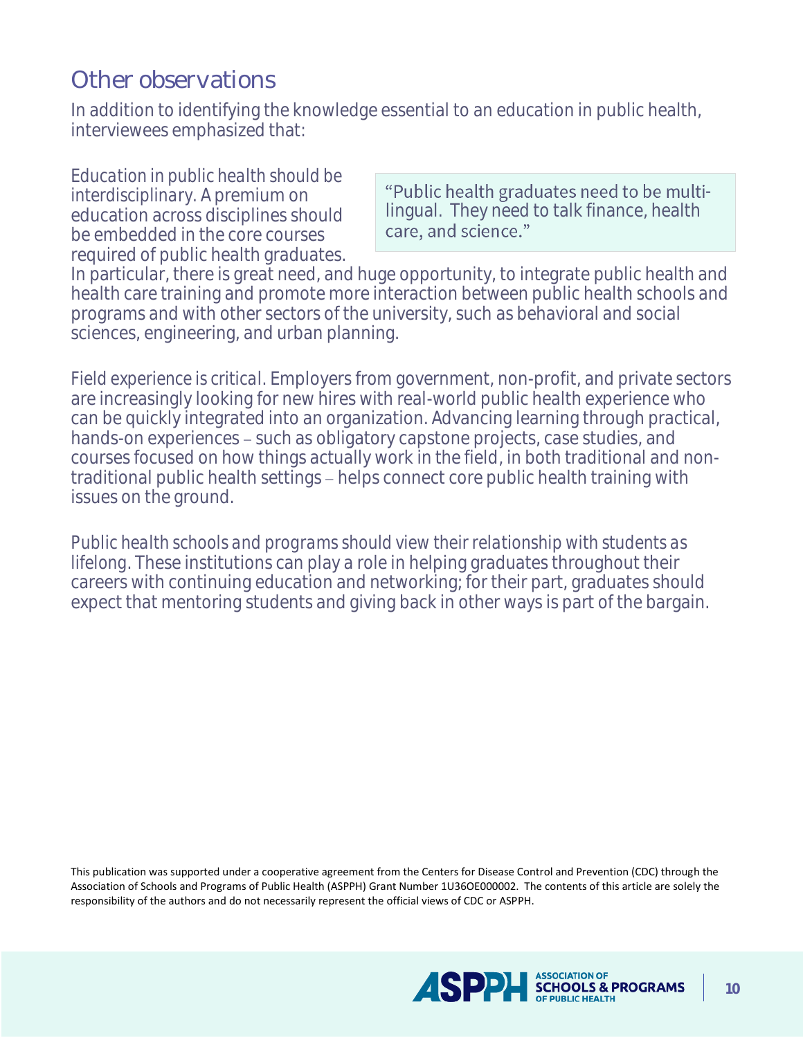## Other observations

In addition to identifying the knowledge essential to an education in public health, interviewees emphasized that:

*Education in public health should be interdisciplinary.* A premium on education across disciplines should be embedded in the core courses required of public health graduates. In particular, there is great need, and huge opportunity, to integrate public health and health care training and promote more interaction between public health schools and programs and with other sectors of the university, such as behavioral and social sciences, engineering, and urban planning.

> "Public health graduates need to be multi-lingual. They need to talk finance, health care, and science."

*Field experience is critical.* Employers from government, non-profit, and private sectors are increasingly looking for new hires with real-world public health experience who can be quickly integrated into an organization. Advancing learning through practical, hands-on experiences – such as obligatory capstone projects, case studies, and courses focused on how things actually work in the field, in both traditional and non-traditional public health settings – helps connect core public health training with issues on the ground.

*Public health schools and programs should view their relationship with students as lifelong.* These institutions can play a role in helping graduates throughout their careers with continuing education and networking; for their part, graduates should expect that mentoring students and giving back in other ways is part of the bargain.

This publication was supported under a cooperative agreement from the Centers for Disease Control and Prevention (CDC) through the Association of Schools and Programs of Public Health (ASPPH) Grant Number 1U36OE000002. The contents of this article are solely the responsibility of the authors and do not necessarily represent the official views of CDC or ASPPH.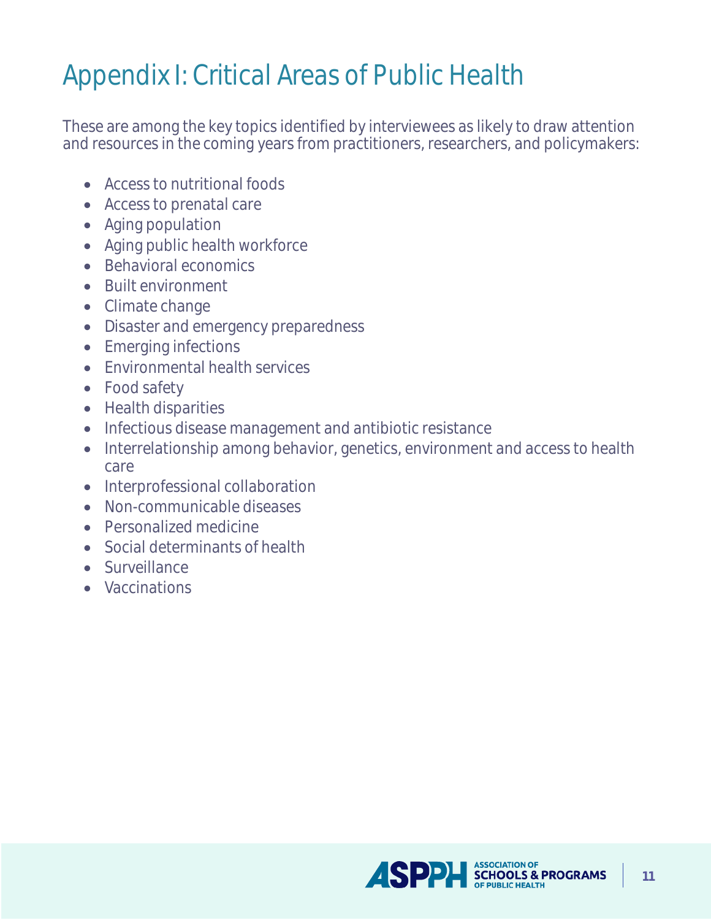# Appendix I: Critical Areas of Public Health

These are among the key topics identified by interviewees as likely to draw attention and resources in the coming years from practitioners, researchers, and policymakers:

- Access to nutritional foods
- Access to prenatal care
- Aging population
- Aging public health workforce
- Behavioral economics
- Built environment
- Climate change
- Disaster and emergency preparedness
- Emerging infections
- Environmental health services
- Food safety
- Health disparities
- Infectious disease management and antibiotic resistance
- Interrelationship among behavior, genetics, environment and access to health care
- Interprofessional collaboration
- Non-communicable diseases
- Personalized medicine
- Social determinants of health
- Surveillance
- Vaccinations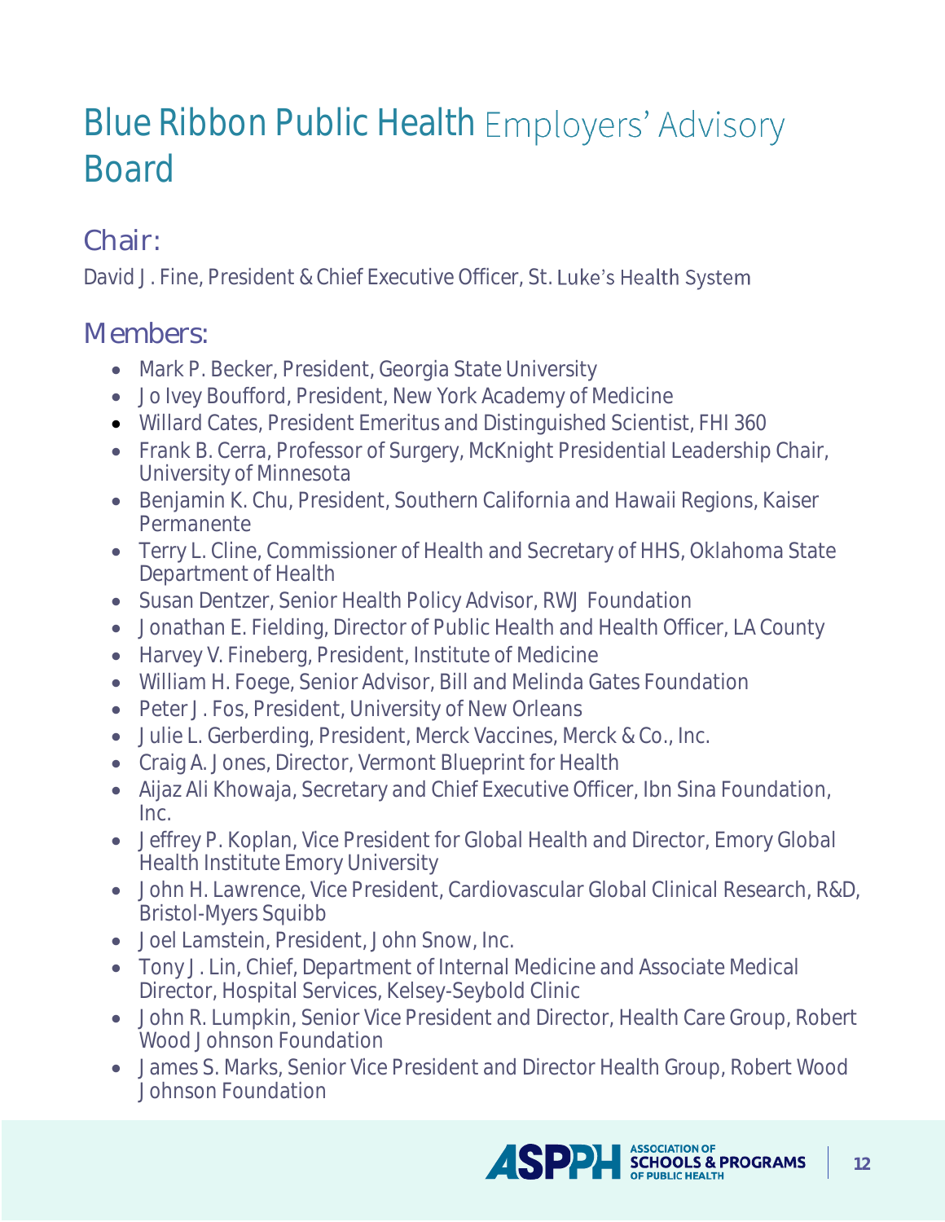# Blue Ribbon Public Health Employers' Advisory Board

## Chair:

David J. Fine, President & Chief Executive Officer, St. Luke's Health System

## Members:

- Mark P. Becker, President, Georgia State University
- Jo Ivey Boufford, President, New York Academy of Medicine
- Willard Cates, President Emeritus and Distinguished Scientist, FHI 360
- Frank B. Cerra, Professor of Surgery, McKnight Presidential Leadership Chair, University of Minnesota
- Benjamin K. Chu, President, Southern California and Hawaii Regions, Kaiser Permanente
- Terry L. Cline, Commissioner of Health and Secretary of HHS, Oklahoma State Department of Health
- Susan Dentzer, Senior Health Policy Advisor, RWJ Foundation
- Jonathan E. Fielding, Director of Public Health and Health Officer, LA County
- Harvey V. Fineberg, President, Institute of Medicine
- William H. Foege, Senior Advisor, Bill and Melinda Gates Foundation
- Peter J. Fos, President, University of New Orleans
- Julie L. Gerberding, President, Merck Vaccines, Merck & Co., Inc.
- Craig A. Jones, Director, Vermont Blueprint for Health
- Aijaz Ali Khowaja, Secretary and Chief Executive Officer, Ibn Sina Foundation, Inc.
- Jeffrey P. Koplan, Vice President for Global Health and Director, Emory Global Health Institute Emory University
- John H. Lawrence, Vice President, Cardiovascular Global Clinical Research, R&D, Bristol-Myers Squibb
- Joel Lamstein, President, John Snow, Inc.
- Tony J. Lin, Chief, Department of Internal Medicine and Associate Medical Director, Hospital Services, Kelsey-Seybold Clinic
- John R. Lumpkin, Senior Vice President and Director, Health Care Group, Robert Wood Johnson Foundation
- James S. Marks, Senior Vice President and Director Health Group, Robert Wood Johnson Foundation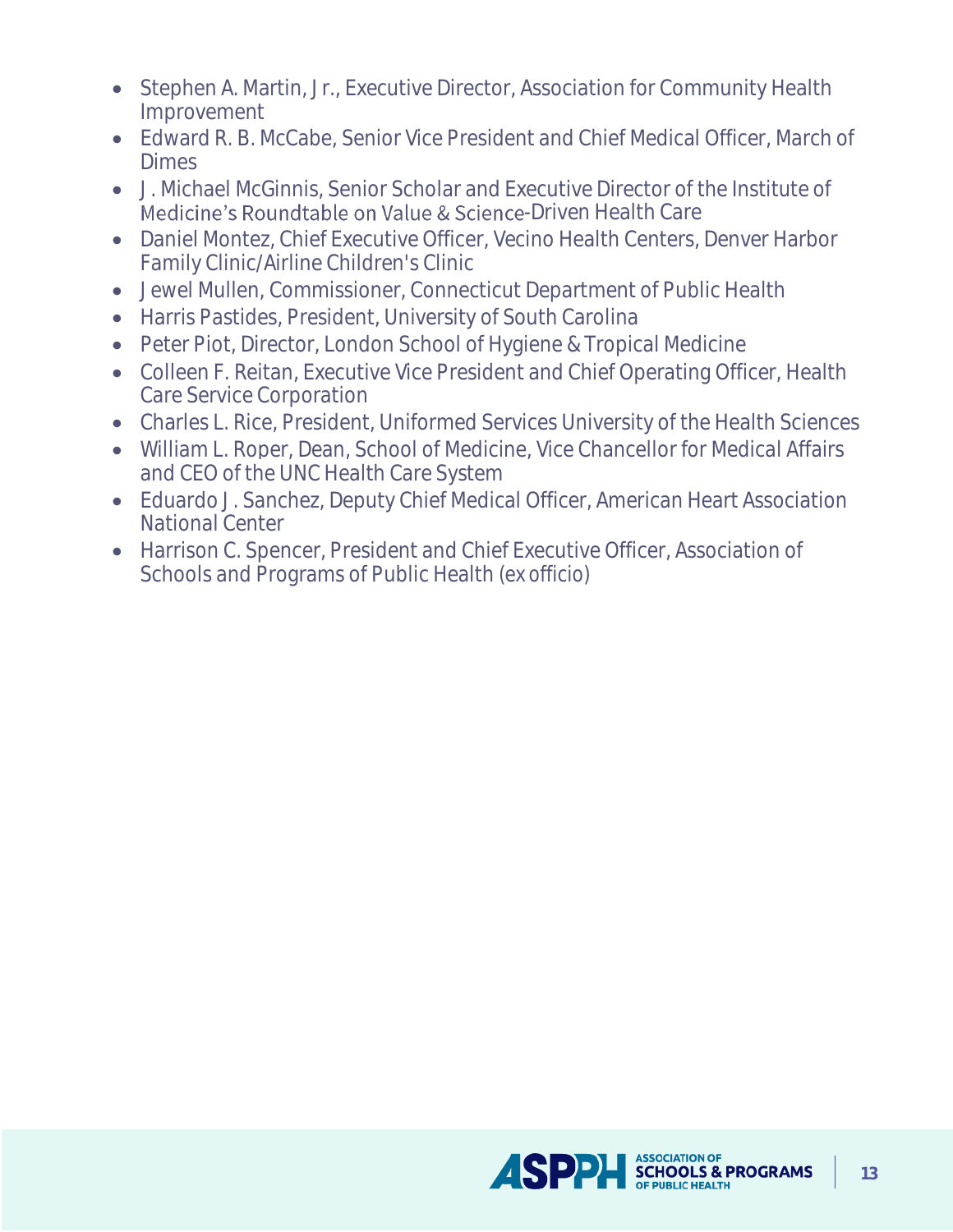- Stephen A. Martin, Jr., Executive Director, Association for Community Health Improvement
- Edward R. B. McCabe, Senior Vice President and Chief Medical Officer, March of Dimes
- J. Michael McGinnis, Senior Scholar and Executive Director of the Institute of Medicine's Roundtable on Value & Science-Driven Health Care
- Daniel Montez, Chief Executive Officer, Vecino Health Centers, Denver Harbor Family Clinic/Airline Children's Clinic
- Jewel Mullen, Commissioner, Connecticut Department of Public Health
- Harris Pastides, President, University of South Carolina
- Peter Piot, Director, London School of Hygiene & Tropical Medicine
- Colleen F. Reitan, Executive Vice President and Chief Operating Officer, Health Care Service Corporation
- Charles L. Rice, President, Uniformed Services University of the Health Sciences
- William L. Roper, Dean, School of Medicine, Vice Chancellor for Medical Affairs and CEO of the UNC Health Care System
- Eduardo J. Sanchez, Deputy Chief Medical Officer, American Heart Association National Center
- Harrison C. Spencer, President and Chief Executive Officer, Association of Schools and Programs of Public Health (ex officio)